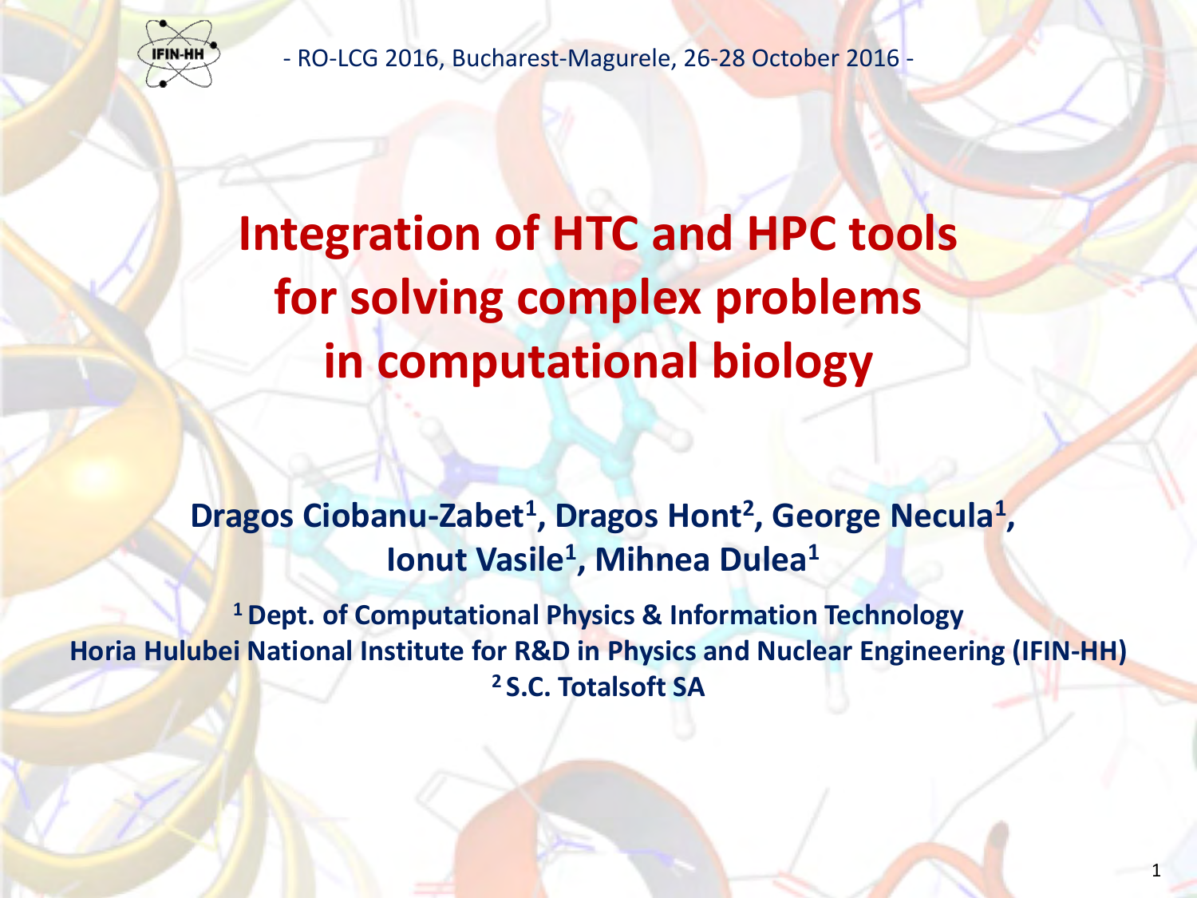- RO-LCG 2016, Bucharest-Magurele, 26-28 October 2016 -

# Integration of HTC and HPC tools for solving complex problems in computational biology

**Dragos Ciobanu-Zabet[1], Dragos Hont[2], George Necula[1], Ionut Vasile[1], Mihnea Dulea[1]**

**[1] Dept. of Computational Physics & Information Technology**
**Horia Hulubei National Institute for R&D in Physics and Nuclear Engineering (IFIN-HH)**
**[2] S.C. Totalsoft SA**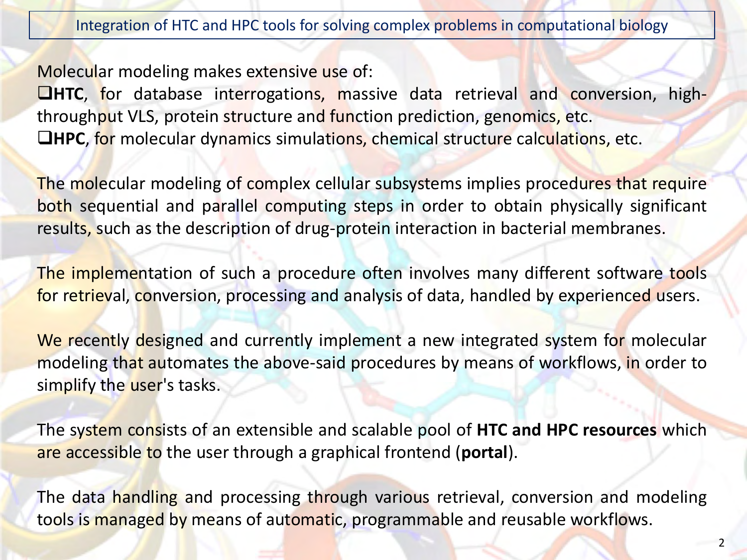Integration of HTC and HPC tools for solving complex problems in computational biology

Molecular modeling makes extensive use of:

- **HTC**, for database interrogations, massive data retrieval and conversion, high-throughput VLS, protein structure and function prediction, genomics, etc.
- **HPC**, for molecular dynamics simulations, chemical structure calculations, etc.

The molecular modeling of complex cellular subsystems implies procedures that require both sequential and parallel computing steps in order to obtain physically significant results, such as the description of drug-protein interaction in bacterial membranes.

The implementation of such a procedure often involves many different software tools for retrieval, conversion, processing and analysis of data, handled by experienced users.

We recently designed and currently implement a new integrated system for molecular modeling that automates the above-said procedures by means of workflows, in order to simplify the user's tasks.

The system consists of an extensible and scalable pool of **HTC and HPC resources** which are accessible to the user through a graphical frontend (**portal**).

The data handling and processing through various retrieval, conversion and modeling tools is managed by means of automatic, programmable and reusable workflows.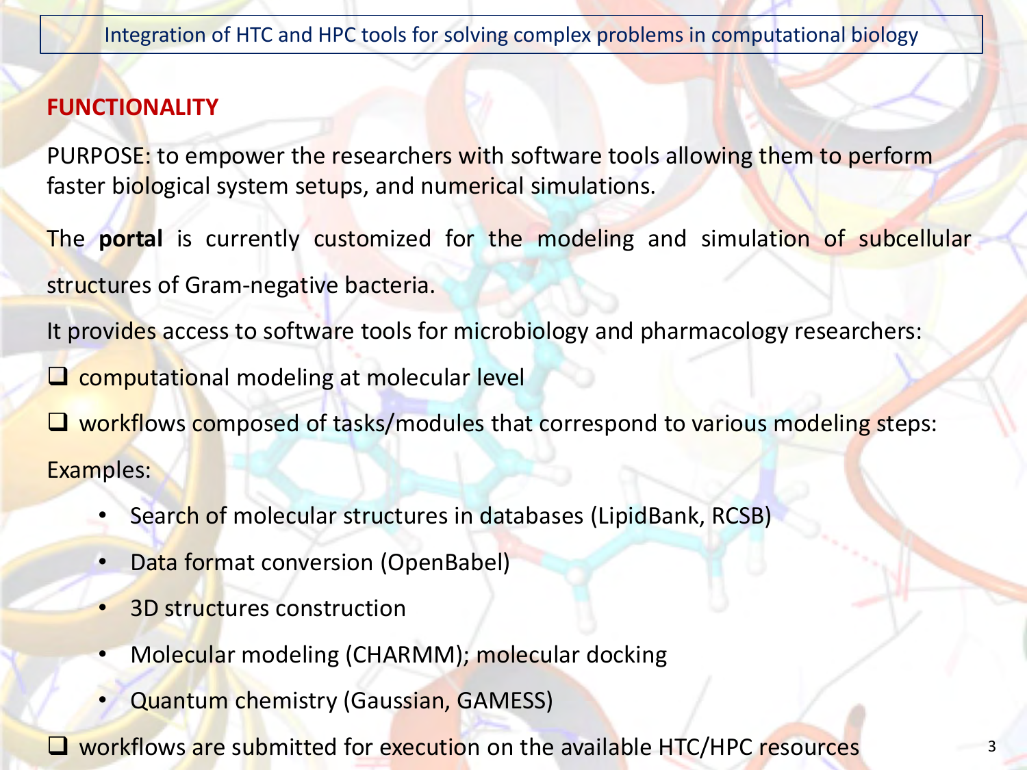## FUNCTIONALITY

PURPOSE: to empower the researchers with software tools allowing them to perform faster biological system setups, and numerical simulations.

The **portal** is currently customized for the modeling and simulation of subcellular structures of Gram-negative bacteria.

It provides access to software tools for microbiology and pharmacology researchers:

- ❑ computational modeling at molecular level
- ❑ workflows composed of tasks/modules that correspond to various modeling steps:

Examples:

- Search of molecular structures in databases (LipidBank, RCSB)
- Data format conversion (OpenBabel)
- 3D structures construction
- Molecular modeling (CHARMM); molecular docking
- Quantum chemistry (Gaussian, GAMESS)

- ❑ workflows are submitted for execution on the available HTC/HPC resources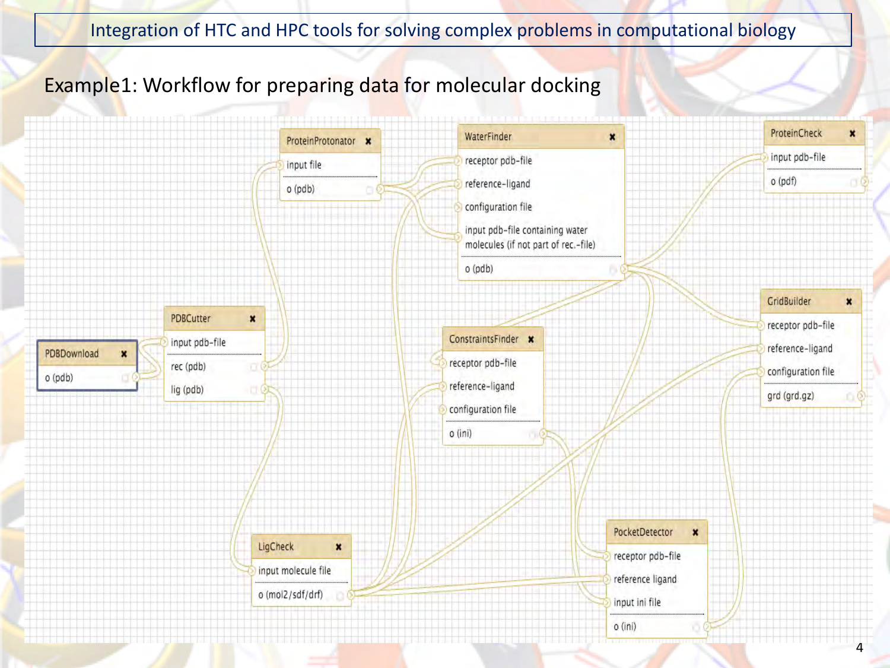# Integration of HTC and HPC tools for solving complex problems in computational biology

## Example1: Workflow for preparing data for molecular docking

PDBDownload
- o (pdb)

PDBCutter
- input pdb-file
- rec (pdb)
- lig (pdb)

ProteinProtonator
- input file
- o (pdb)

WaterFinder
- receptor pdb-file
- reference-ligand
- configuration file
- input pdb-file containing water molecules (if not part of rec.-file)
- o (pdb)

ProteinCheck
- input pdb-file
- o (pdf)

ConstraintsFinder
- receptor pdb-file
- reference-ligand
- configuration file
- o (ini)

GridBuilder
- receptor pdb-file
- reference-ligand
- configuration file
- grd (grd.gz)

LigCheck
- input molecule file
- o (mol2/sdf/drf)

PocketDetector
- receptor pdb-file
- reference ligand
- input ini file
- o (ini)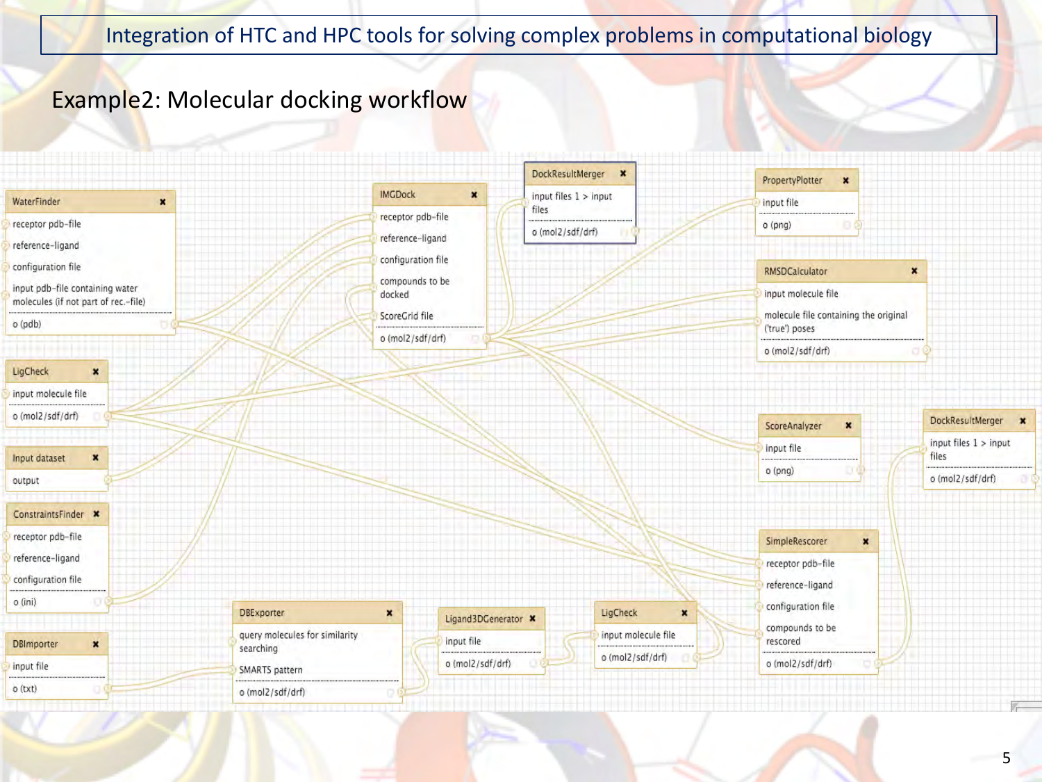# Integration of HTC and HPC tools for solving complex problems in computational biology

## Example2: Molecular docking workflow

WaterFinder
- receptor pdb-file
- reference-ligand
- configuration file
- input pdb-file containing water molecules (if not part of rec.-file)
- o (pdb)

LigCheck
- input molecule file
- o (mol2/sdf/drf)

Input dataset
- output

ConstraintsFinder
- receptor pdb-file
- reference-ligand
- configuration file
- o (ini)

DBImporter
- input file
- o (txt)

IMGDock
- receptor pdb-file
- reference-ligand
- configuration file
- compounds to be docked
- ScoreGrid file
- o (mol2/sdf/drf)

DockResultMerger
- input files 1 > input files
- o (mol2/sdf/drf)

DBExporter
- query molecules for similarity searching
- SMARTS pattern
- o (mol2/sdf/drf)

Ligand3DGenerator
- input file
- o (mol2/sdf/drf)

LigCheck
- input molecule file
- o (mol2/sdf/drf)

PropertyPlotter
- input file
- o (png)

RMSDCalculator
- input molecule file
- molecule file containing the original ('true') poses
- o (mol2/sdf/drf)

ScoreAnalyzer
- input file
- o (png)

SimpleRescorer
- receptor pdb-file
- reference-ligand
- configuration file
- compounds to be rescored
- o (mol2/sdf/drf)

DockResultMerger
- input files 1 > input files
- o (mol2/sdf/drf)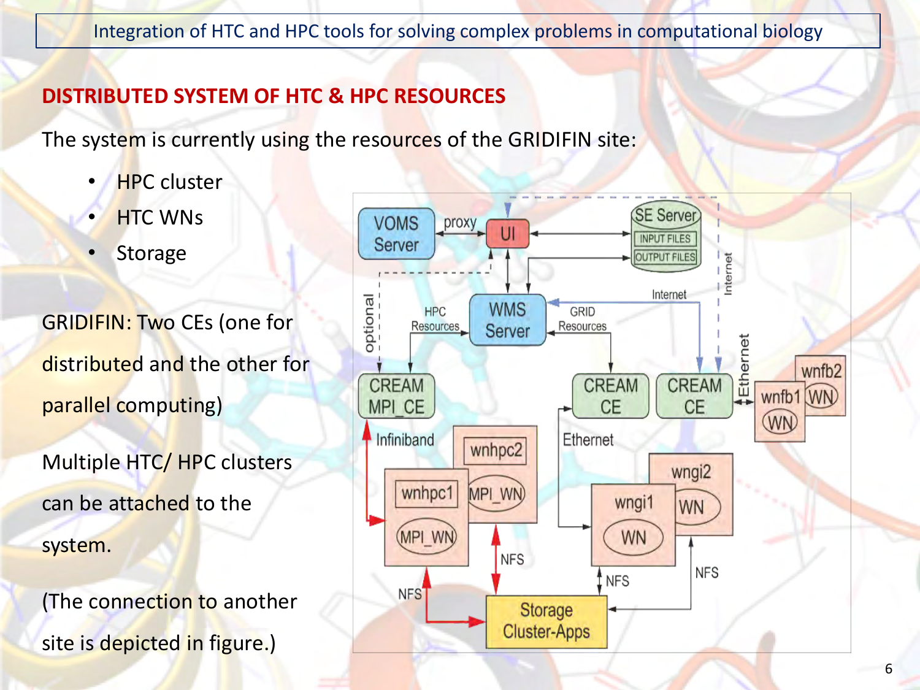## DISTRIBUTED SYSTEM OF HTC & HPC RESOURCES

The system is currently using the resources of the GRIDIFIN site:

- HPC cluster
- HTC WNs
- Storage

GRIDIFIN: Two CEs (one for distributed and the other for parallel computing)

Multiple HTC/ HPC clusters can be attached to the system.

(The connection to another site is depicted in figure.)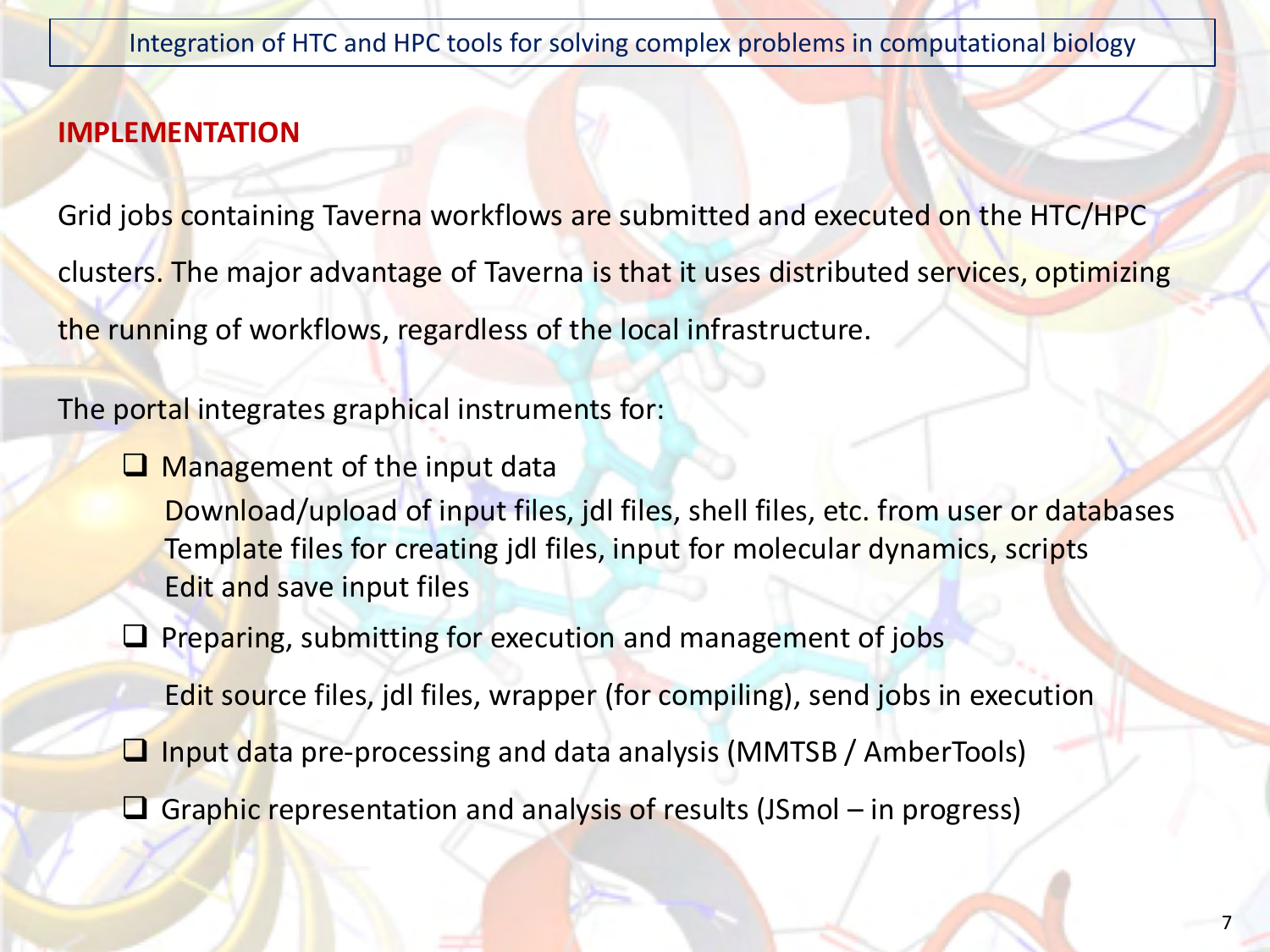## IMPLEMENTATION

Grid jobs containing Taverna workflows are submitted and executed on the HTC/HPC clusters. The major advantage of Taverna is that it uses distributed services, optimizing the running of workflows, regardless of the local infrastructure.

The portal integrates graphical instruments for:

- Management of the input data
  - Download/upload of input files, jdl files, shell files, etc. from user or databases
  - Template files for creating jdl files, input for molecular dynamics, scripts
  - Edit and save input files
- Preparing, submitting for execution and management of jobs
  - Edit source files, jdl files, wrapper (for compiling), send jobs in execution
- Input data pre-processing and data analysis (MMTSB / AmberTools)
- Graphic representation and analysis of results (JSmol – in progress)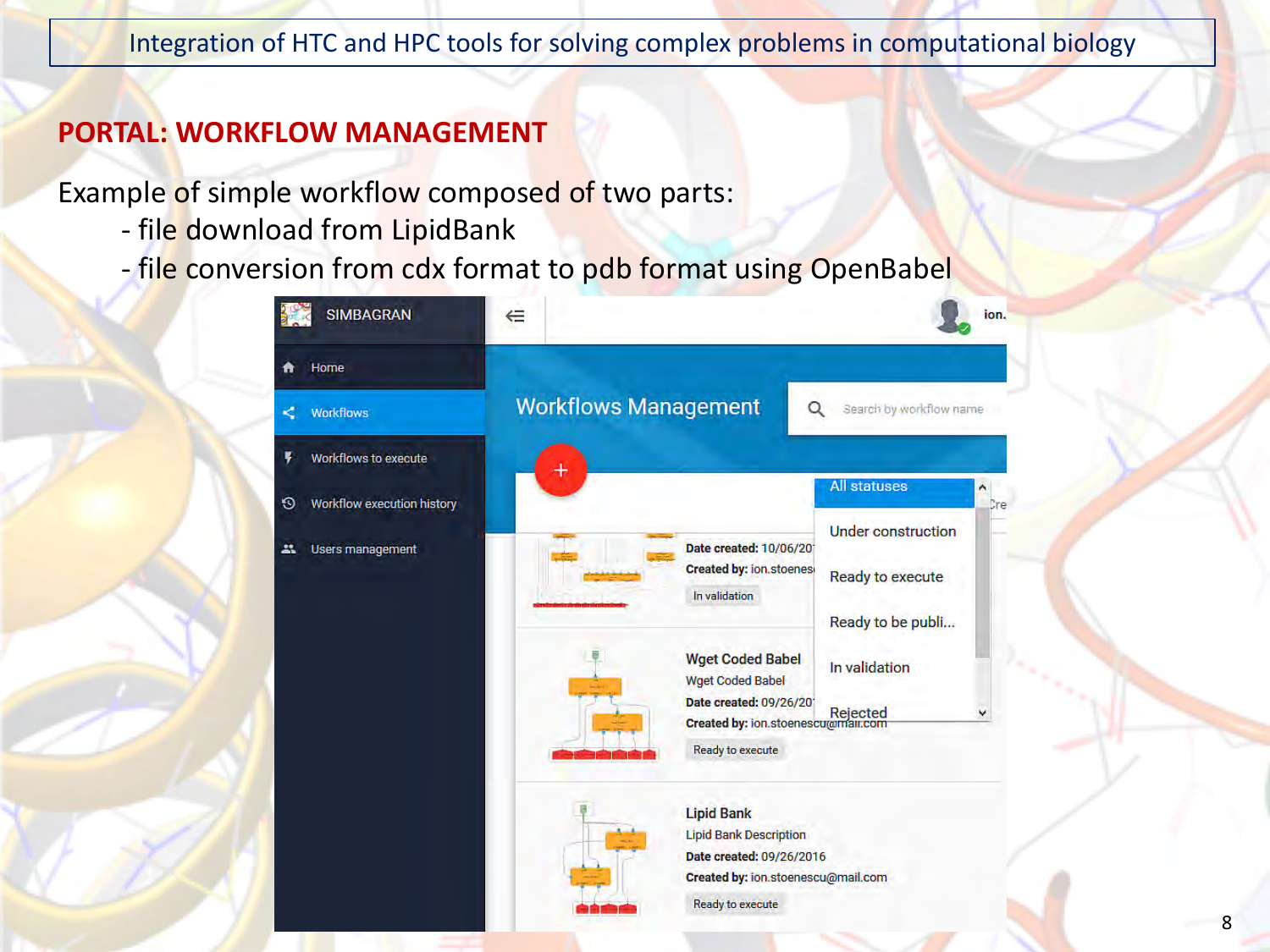## PORTAL: WORKFLOW MANAGEMENT

Example of simple workflow composed of two parts:

- file download from LipidBank
- file conversion from cdx format to pdb format using OpenBabel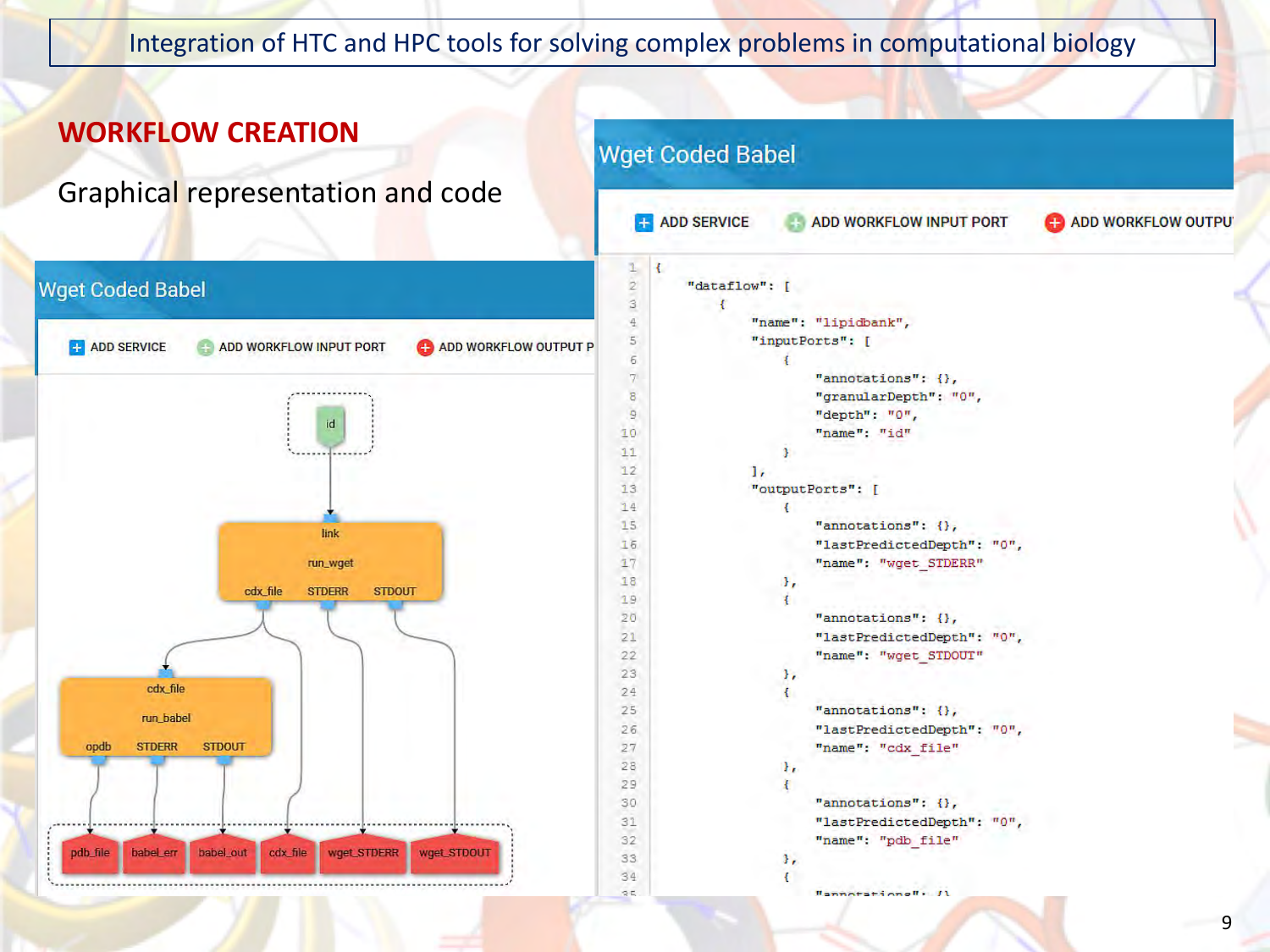Integration of HTC and HPC tools for solving complex problems in computational biology

## WORKFLOW CREATION

Graphical representation and code

**Wget Coded Babel**

ADD SERVICE | ADD WORKFLOW INPUT PORT | ADD WORKFLOW OUTPUT P

id

link
run_wget
cdx_file STDERR STDOUT

cdx_file
run_babel
opdb STDERR STDOUT

pdb_file | babel_err | babel_out | cdx_file | wget_STDERR | wget_STDOUT

**Wget Coded Babel**

ADD SERVICE | ADD WORKFLOW INPUT PORT | ADD WORKFLOW OUTPU

```
1   {
2       "dataflow": [
3           {
4               "name": "lipidbank",
5               "inputPorts": [
6                   {
7                       "annotations": {},
8                       "granularDepth": "0",
9                       "depth": "0",
10                      "name": "id"
11                  }
12              ],
13              "outputPorts": [
14                  {
15                      "annotations": {},
16                      "lastPredictedDepth": "0",
17                      "name": "wget_STDERR"
18                  },
19                  {
20                      "annotations": {},
21                      "lastPredictedDepth": "0",
22                      "name": "wget_STDOUT"
23                  },
24                  {
25                      "annotations": {},
26                      "lastPredictedDepth": "0",
27                      "name": "cdx_file"
28                  },
29                  {
30                      "annotations": {},
31                      "lastPredictedDepth": "0",
32                      "name": "pdb_file"
33                  },
34                  {
35                      "annotations": {}
```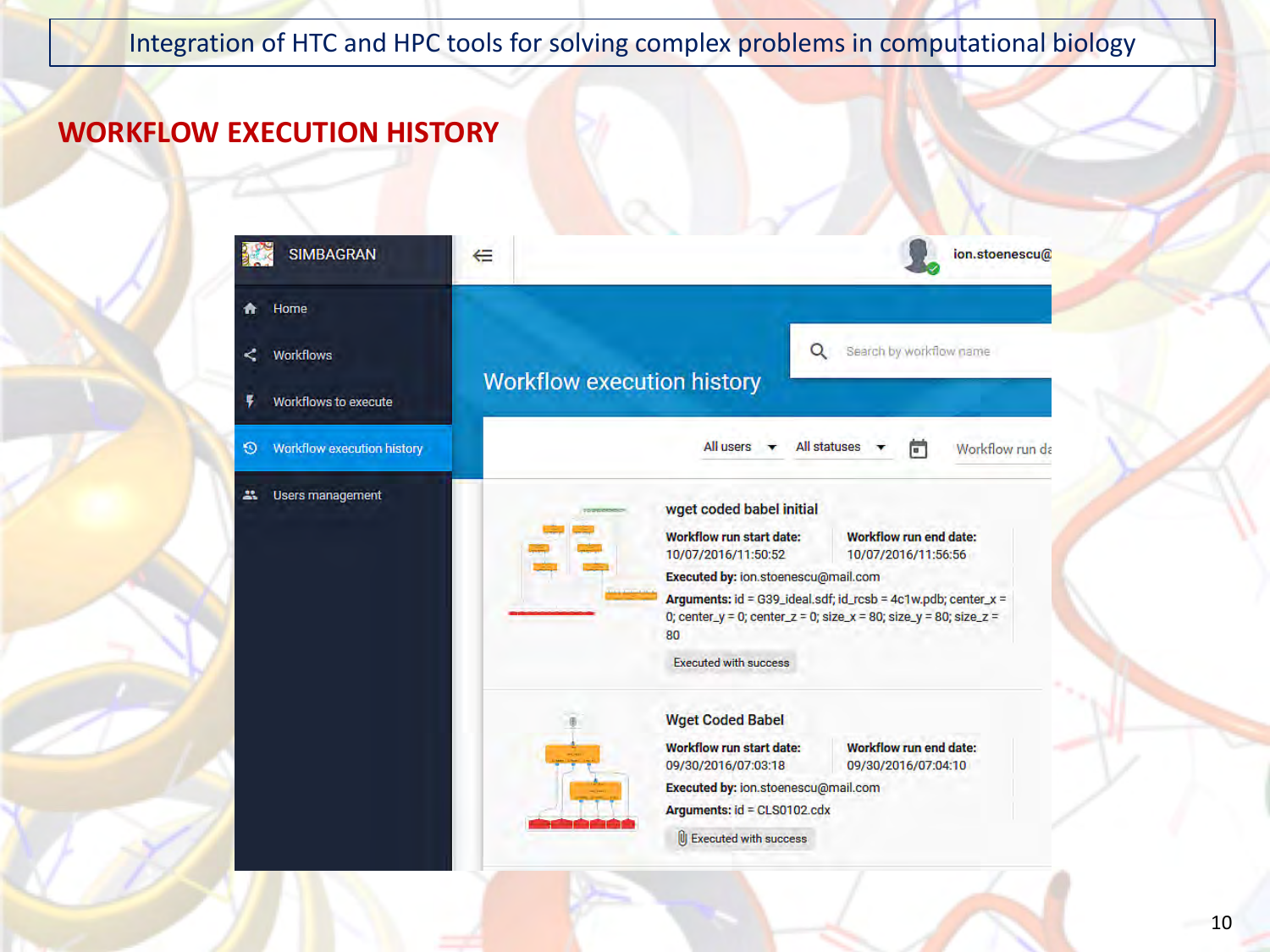# WORKFLOW EXECUTION HISTORY

SIMBAGRAN

- Home
- Workflows
- Workflows to execute
- Workflow execution history
- Users management

ion.stoenescu@

## Workflow execution history

Search by workflow name

All users | All statuses | Workflow run da

**wget coded babel initial**

**Workflow run start date:** 10/07/2016/11:50:52

**Workflow run end date:** 10/07/2016/11:56:56

**Executed by:** ion.stoenescu@mail.com

**Arguments:** id = G39_ideal.sdf; id_rcsb = 4c1w.pdb; center_x = 0; center_y = 0; center_z = 0; size_x = 80; size_y = 80; size_z = 80

Executed with success

**Wget Coded Babel**

**Workflow run start date:** 09/30/2016/07:03:18

**Workflow run end date:** 09/30/2016/07:04:10

**Executed by:** ion.stoenescu@mail.com

**Arguments:** id = CLS0102.cdx

Executed with success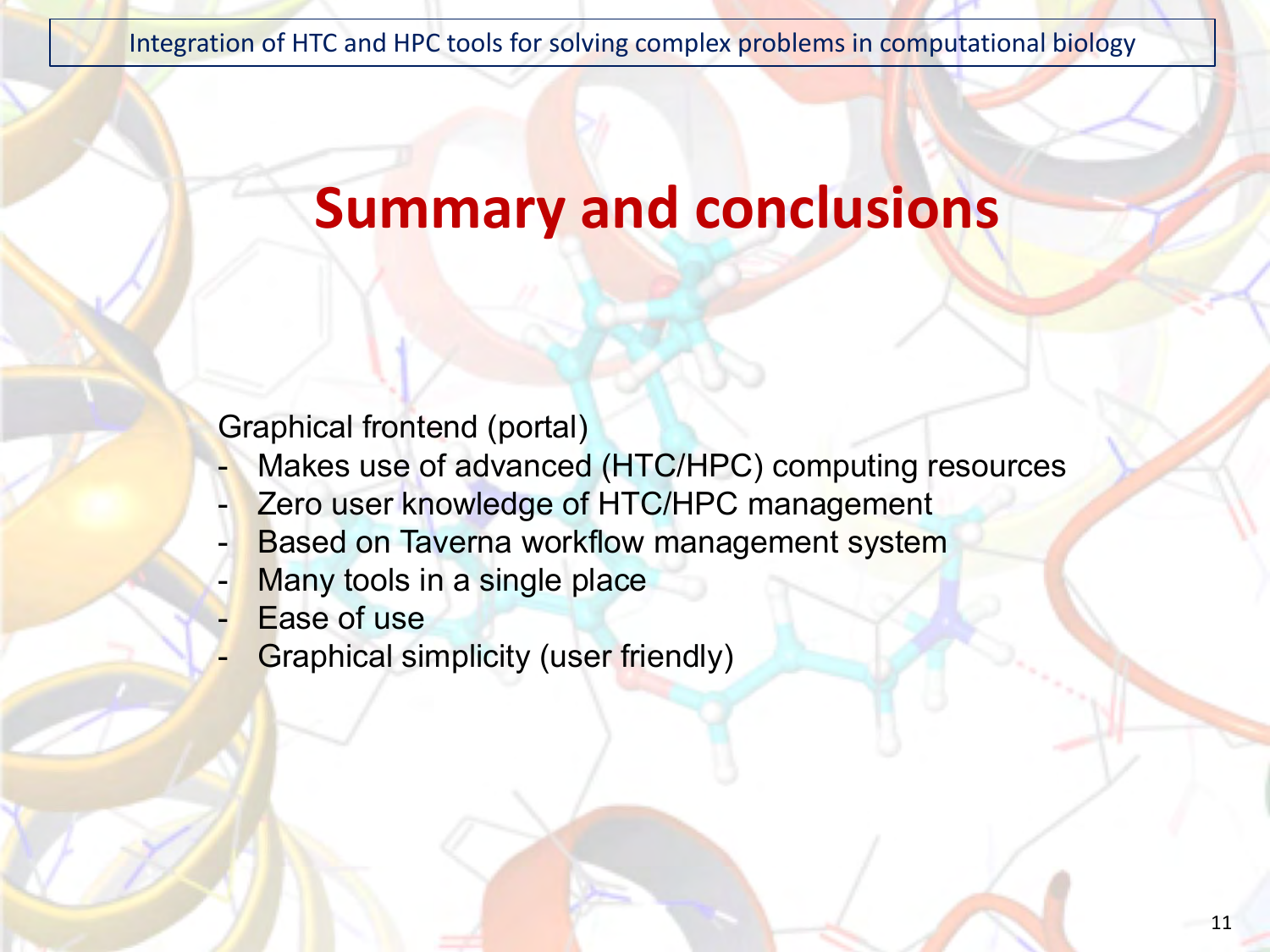# Summary and conclusions

Graphical frontend (portal)

- Makes use of advanced (HTC/HPC) computing resources
- Zero user knowledge of HTC/HPC management
- Based on Taverna workflow management system
- Many tools in a single place
- Ease of use
- Graphical simplicity (user friendly)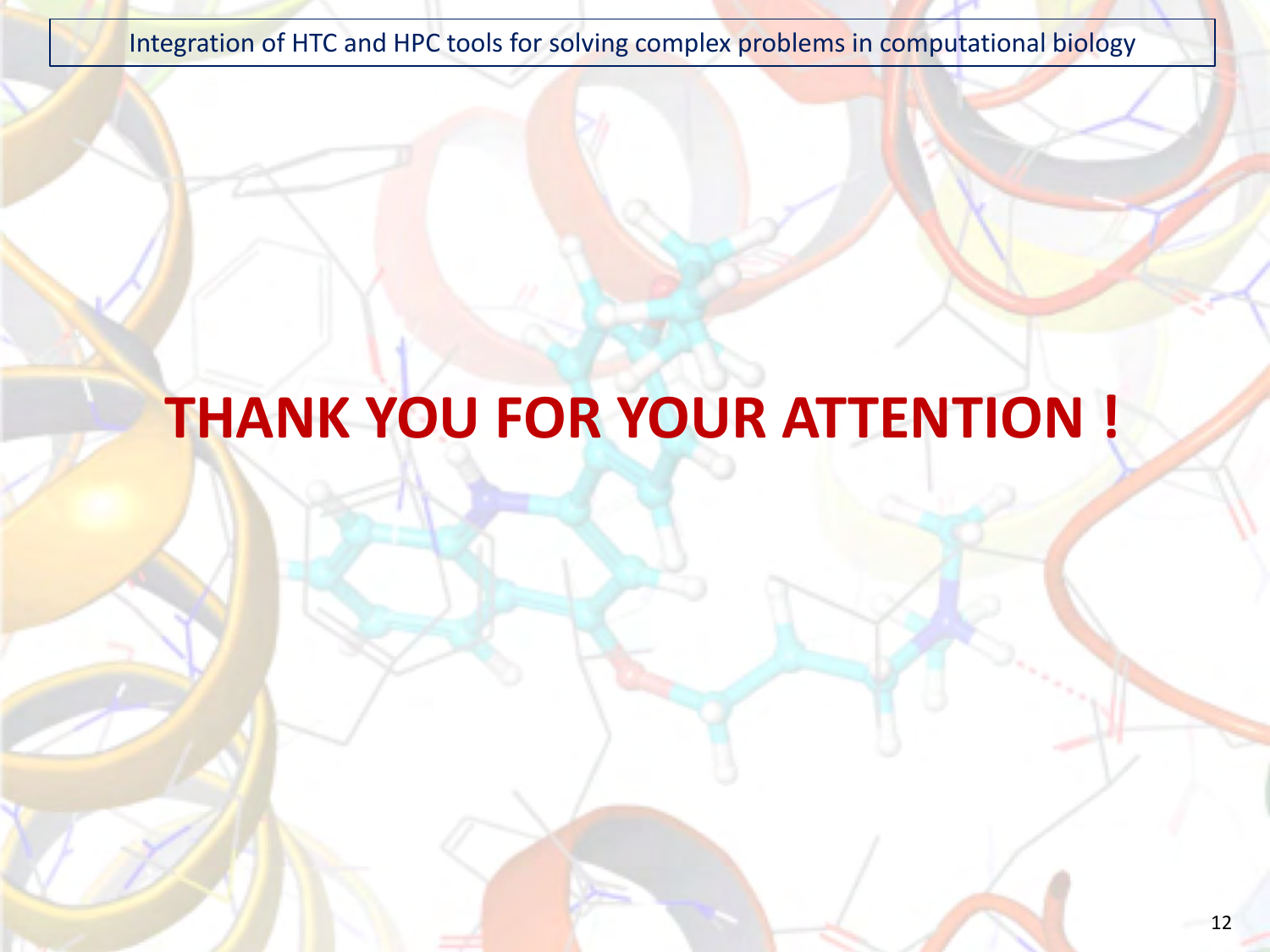# THANK YOU FOR YOUR ATTENTION !